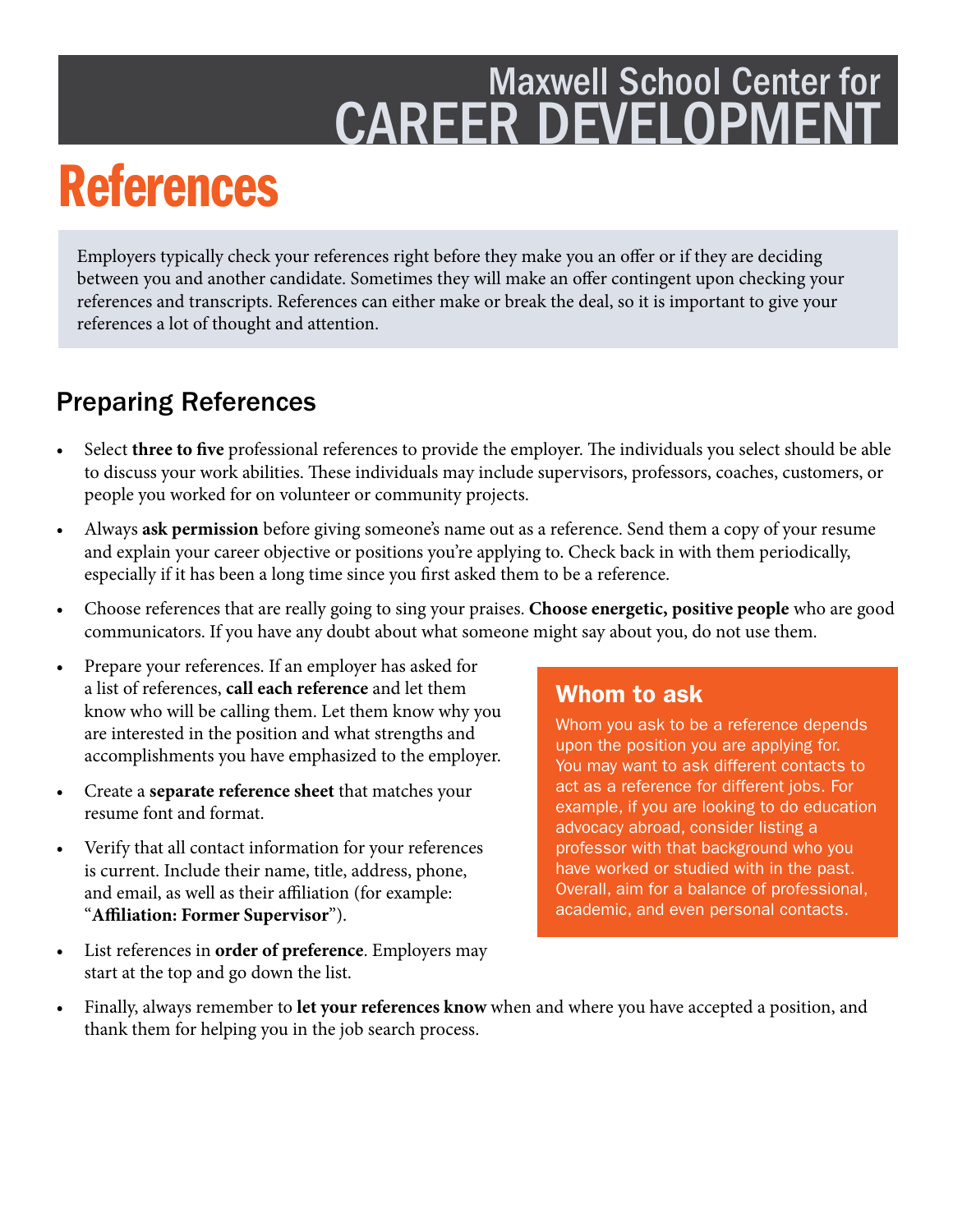Maxwell School Center for
CAREER DEVELOPMENT

# References

Employers typically check your references right before they make you an offer or if they are deciding between you and another candidate. Sometimes they will make an offer contingent upon checking your references and transcripts. References can either make or break the deal, so it is important to give your references a lot of thought and attention.

## Preparing References

- Select **three to five** professional references to provide the employer. The individuals you select should be able to discuss your work abilities. These individuals may include supervisors, professors, coaches, customers, or people you worked for on volunteer or community projects.
- Always **ask permission** before giving someone's name out as a reference. Send them a copy of your resume and explain your career objective or positions you're applying to. Check back in with them periodically, especially if it has been a long time since you first asked them to be a reference.
- Choose references that are really going to sing your praises. **Choose energetic, positive people** who are good communicators. If you have any doubt about what someone might say about you, do not use them.
- Prepare your references. If an employer has asked for a list of references, **call each reference** and let them know who will be calling them. Let them know why you are interested in the position and what strengths and accomplishments you have emphasized to the employer.
- Create a **separate reference sheet** that matches your resume font and format.
- Verify that all contact information for your references is current. Include their name, title, address, phone, and email, as well as their affiliation (for example: "**Affiliation: Former Supervisor**").
- List references in **order of preference**. Employers may start at the top and go down the list.
- Finally, always remember to **let your references know** when and where you have accepted a position, and thank them for helping you in the job search process.

### Whom to ask

Whom you ask to be a reference depends upon the position you are applying for. You may want to ask different contacts to act as a reference for different jobs. For example, if you are looking to do education advocacy abroad, consider listing a professor with that background who you have worked or studied with in the past. Overall, aim for a balance of professional, academic, and even personal contacts.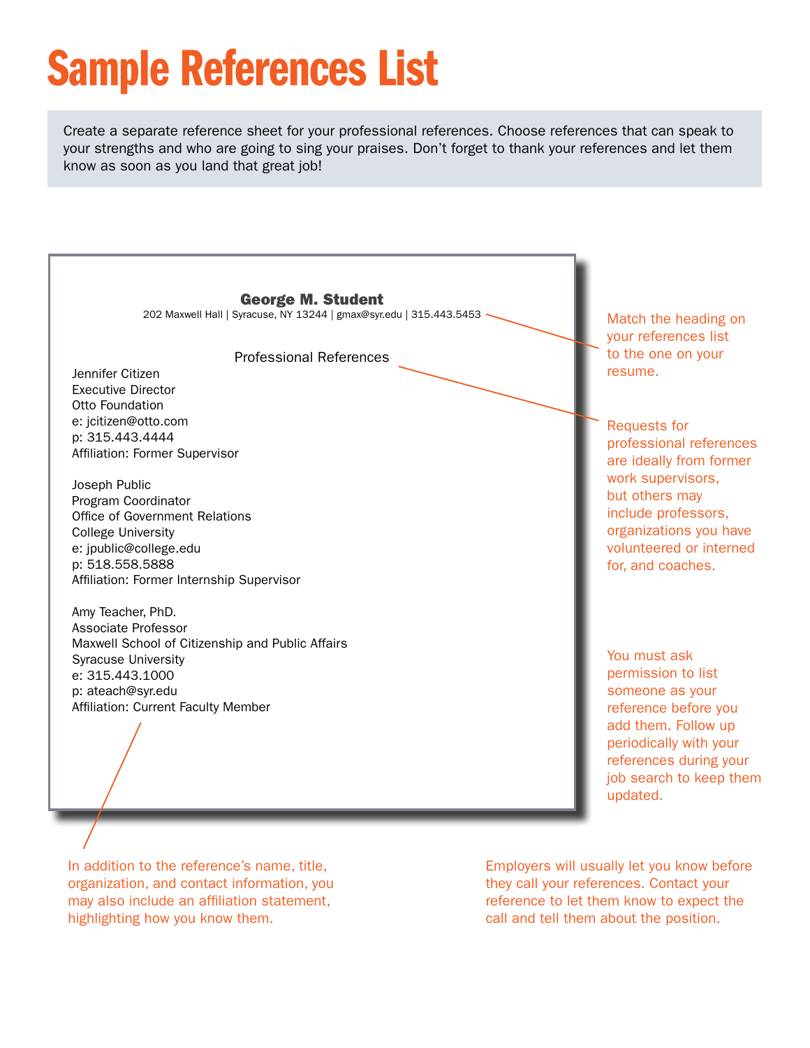# Sample References List

Create a separate reference sheet for your professional references. Choose references that can speak to your strengths and who are going to sing your praises. Don't forget to thank your references and let them know as soon as you land that great job!

**George M. Student**

202 Maxwell Hall | Syracuse, NY 13244 | gmax@syr.edu | 315.443.5453

Professional References

Jennifer Citizen
Executive Director
Otto Foundation
e: jcitizen@otto.com
p: 315.443.4444
Affiliation: Former Supervisor

Joseph Public
Program Coordinator
Office of Government Relations
College University
e: jpublic@college.edu
p: 518.558.5888
Affiliation: Former Internship Supervisor

Amy Teacher, PhD.
Associate Professor
Maxwell School of Citizenship and Public Affairs
Syracuse University
e: 315.443.1000
p: ateach@syr.edu
Affiliation: Current Faculty Member

Match the heading on your references list to the one on your resume.

Requests for professional references are ideally from former work supervisors, but others may include professors, organizations you have volunteered or interned for, and coaches.

You must ask permission to list someone as your reference before you add them. Follow up periodically with your references during your job search to keep them updated.

In addition to the reference's name, title, organization, and contact information, you may also include an affiliation statement, highlighting how you know them.

Employers will usually let you know before they call your references. Contact your reference to let them know to expect the call and tell them about the position.